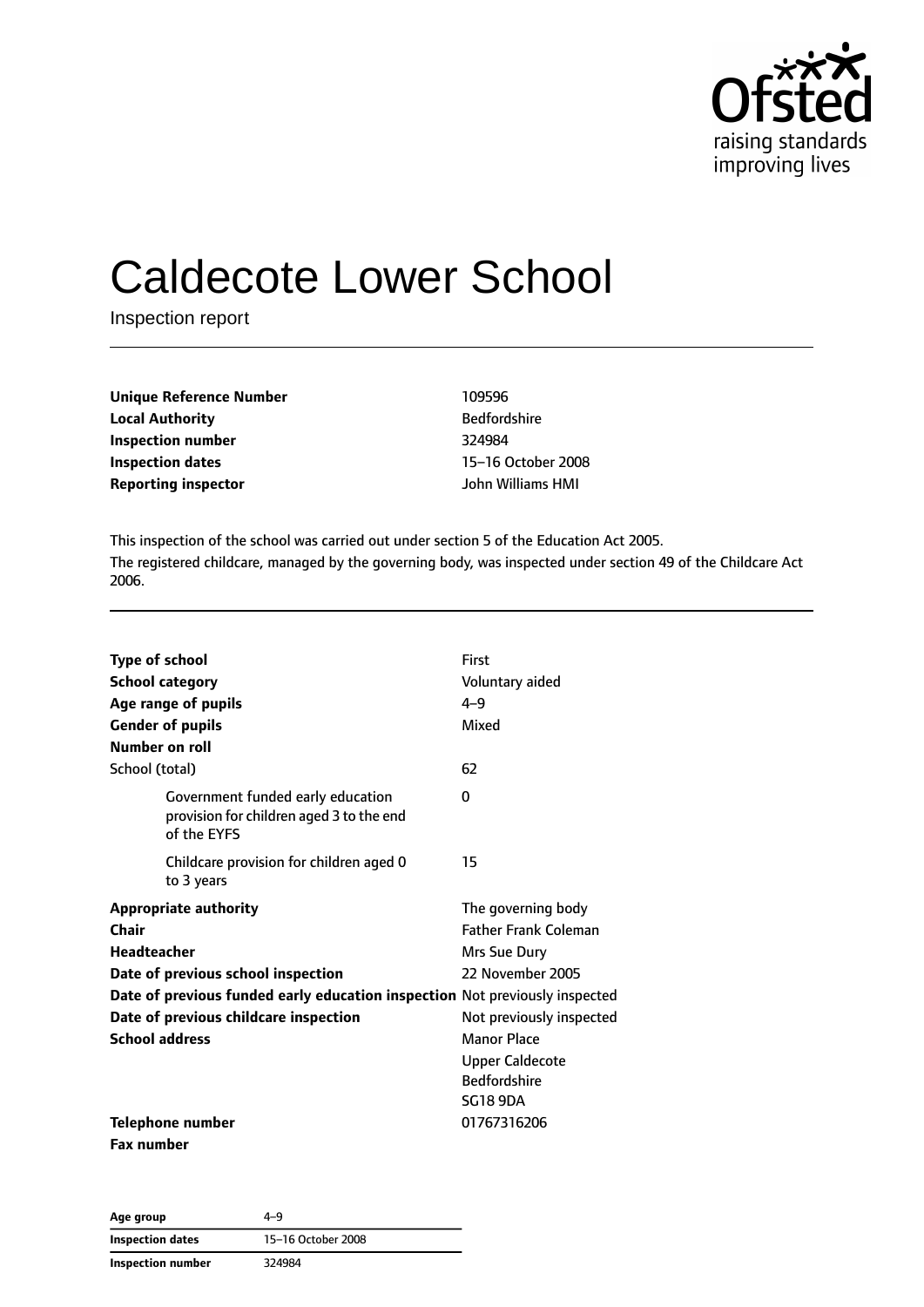Ofsted
raising standards
improving lives

# Caldecote Lower School

Inspection report

| | |
|---|---|
| **Unique Reference Number** | 109596 |
| **Local Authority** | Bedfordshire |
| **Inspection number** | 324984 |
| **Inspection dates** | 15–16 October 2008 |
| **Reporting inspector** | John Williams HMI |

This inspection of the school was carried out under section 5 of the Education Act 2005.

The registered childcare, managed by the governing body, was inspected under section 49 of the Childcare Act 2006.

| | |
|---|---|
| **Type of school** | First |
| **School category** | Voluntary aided |
| **Age range of pupils** | 4–9 |
| **Gender of pupils** | Mixed |
| **Number on roll** | |
| School (total) | 62 |
| Government funded early education provision for children aged 3 to the end of the EYFS | 0 |
| Childcare provision for children aged 0 to 3 years | 15 |
| **Appropriate authority** | The governing body |
| **Chair** | Father Frank Coleman |
| **Headteacher** | Mrs Sue Dury |
| **Date of previous school inspection** | 22 November 2005 |
| **Date of previous funded early education inspection** | Not previously inspected |
| **Date of previous childcare inspection** | Not previously inspected |
| **School address** | Manor Place<br>Upper Caldecote<br>Bedfordshire<br>SG18 9DA |
| **Telephone number** | 01767316206 |
| **Fax number** | |

| | |
|---|---|
| **Age group** | 4–9 |
| **Inspection dates** | 15–16 October 2008 |
| **Inspection number** | 324984 |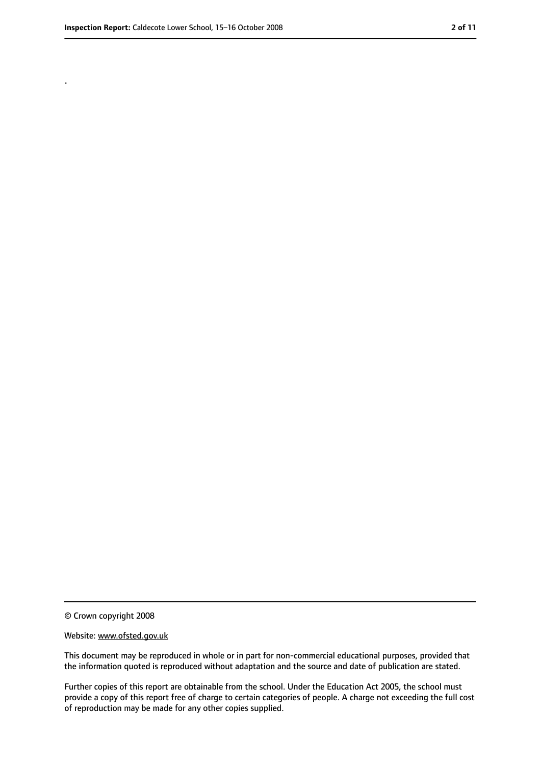.

© Crown copyright 2008

Website: www.ofsted.gov.uk

This document may be reproduced in whole or in part for non-commercial educational purposes, provided that the information quoted is reproduced without adaptation and the source and date of publication are stated.

Further copies of this report are obtainable from the school. Under the Education Act 2005, the school must provide a copy of this report free of charge to certain categories of people. A charge not exceeding the full cost of reproduction may be made for any other copies supplied.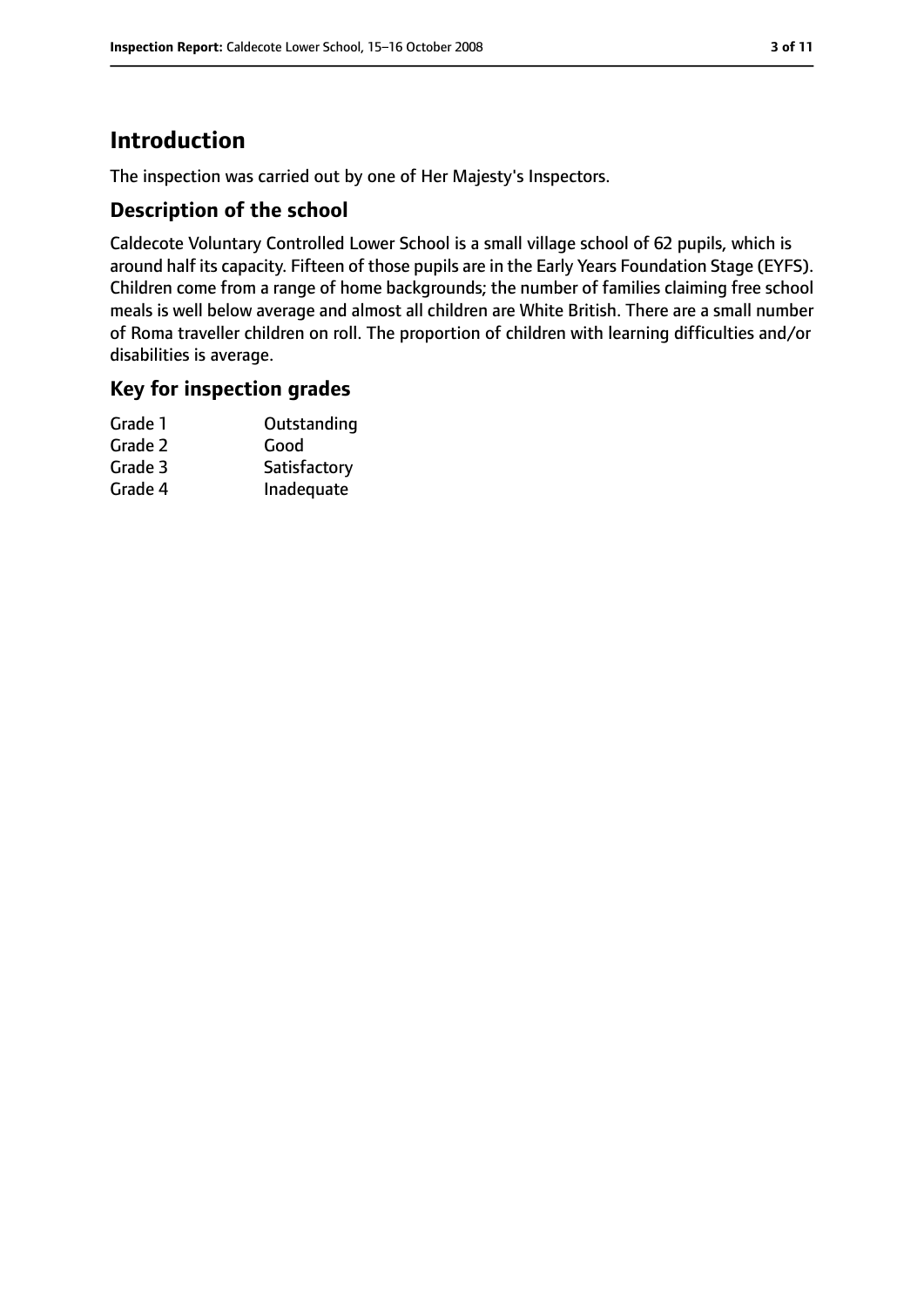# Introduction

The inspection was carried out by one of Her Majesty's Inspectors.

## Description of the school

Caldecote Voluntary Controlled Lower School is a small village school of 62 pupils, which is around half its capacity. Fifteen of those pupils are in the Early Years Foundation Stage (EYFS). Children come from a range of home backgrounds; the number of families claiming free school meals is well below average and almost all children are White British. There are a small number of Roma traveller children on roll. The proportion of children with learning difficulties and/or disabilities is average.

## Key for inspection grades

| | |
|---|---|
| Grade 1 | Outstanding |
| Grade 2 | Good |
| Grade 3 | Satisfactory |
| Grade 4 | Inadequate |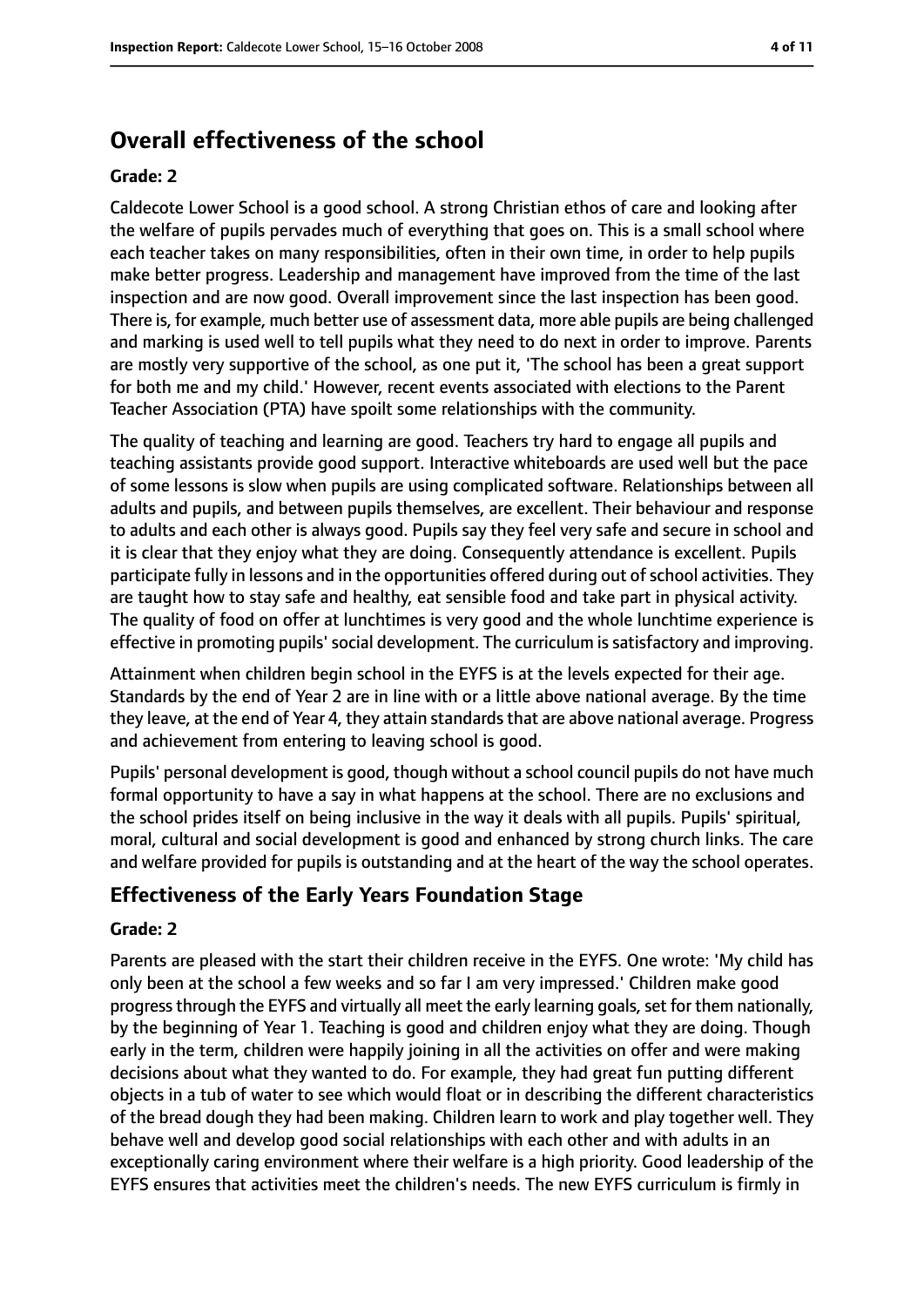## Overall effectiveness of the school

**Grade: 2**

Caldecote Lower School is a good school. A strong Christian ethos of care and looking after the welfare of pupils pervades much of everything that goes on. This is a small school where each teacher takes on many responsibilities, often in their own time, in order to help pupils make better progress. Leadership and management have improved from the time of the last inspection and are now good. Overall improvement since the last inspection has been good. There is, for example, much better use of assessment data, more able pupils are being challenged and marking is used well to tell pupils what they need to do next in order to improve. Parents are mostly very supportive of the school, as one put it, 'The school has been a great support for both me and my child.' However, recent events associated with elections to the Parent Teacher Association (PTA) have spoilt some relationships with the community.

The quality of teaching and learning are good. Teachers try hard to engage all pupils and teaching assistants provide good support. Interactive whiteboards are used well but the pace of some lessons is slow when pupils are using complicated software. Relationships between all adults and pupils, and between pupils themselves, are excellent. Their behaviour and response to adults and each other is always good. Pupils say they feel very safe and secure in school and it is clear that they enjoy what they are doing. Consequently attendance is excellent. Pupils participate fully in lessons and in the opportunities offered during out of school activities. They are taught how to stay safe and healthy, eat sensible food and take part in physical activity. The quality of food on offer at lunchtimes is very good and the whole lunchtime experience is effective in promoting pupils' social development. The curriculum is satisfactory and improving.

Attainment when children begin school in the EYFS is at the levels expected for their age. Standards by the end of Year 2 are in line with or a little above national average. By the time they leave, at the end of Year 4, they attain standards that are above national average. Progress and achievement from entering to leaving school is good.

Pupils' personal development is good, though without a school council pupils do not have much formal opportunity to have a say in what happens at the school. There are no exclusions and the school prides itself on being inclusive in the way it deals with all pupils. Pupils' spiritual, moral, cultural and social development is good and enhanced by strong church links. The care and welfare provided for pupils is outstanding and at the heart of the way the school operates.

### Effectiveness of the Early Years Foundation Stage

**Grade: 2**

Parents are pleased with the start their children receive in the EYFS. One wrote: 'My child has only been at the school a few weeks and so far I am very impressed.' Children make good progress through the EYFS and virtually all meet the early learning goals, set for them nationally, by the beginning of Year 1. Teaching is good and children enjoy what they are doing. Though early in the term, children were happily joining in all the activities on offer and were making decisions about what they wanted to do. For example, they had great fun putting different objects in a tub of water to see which would float or in describing the different characteristics of the bread dough they had been making. Children learn to work and play together well. They behave well and develop good social relationships with each other and with adults in an exceptionally caring environment where their welfare is a high priority. Good leadership of the EYFS ensures that activities meet the children's needs. The new EYFS curriculum is firmly in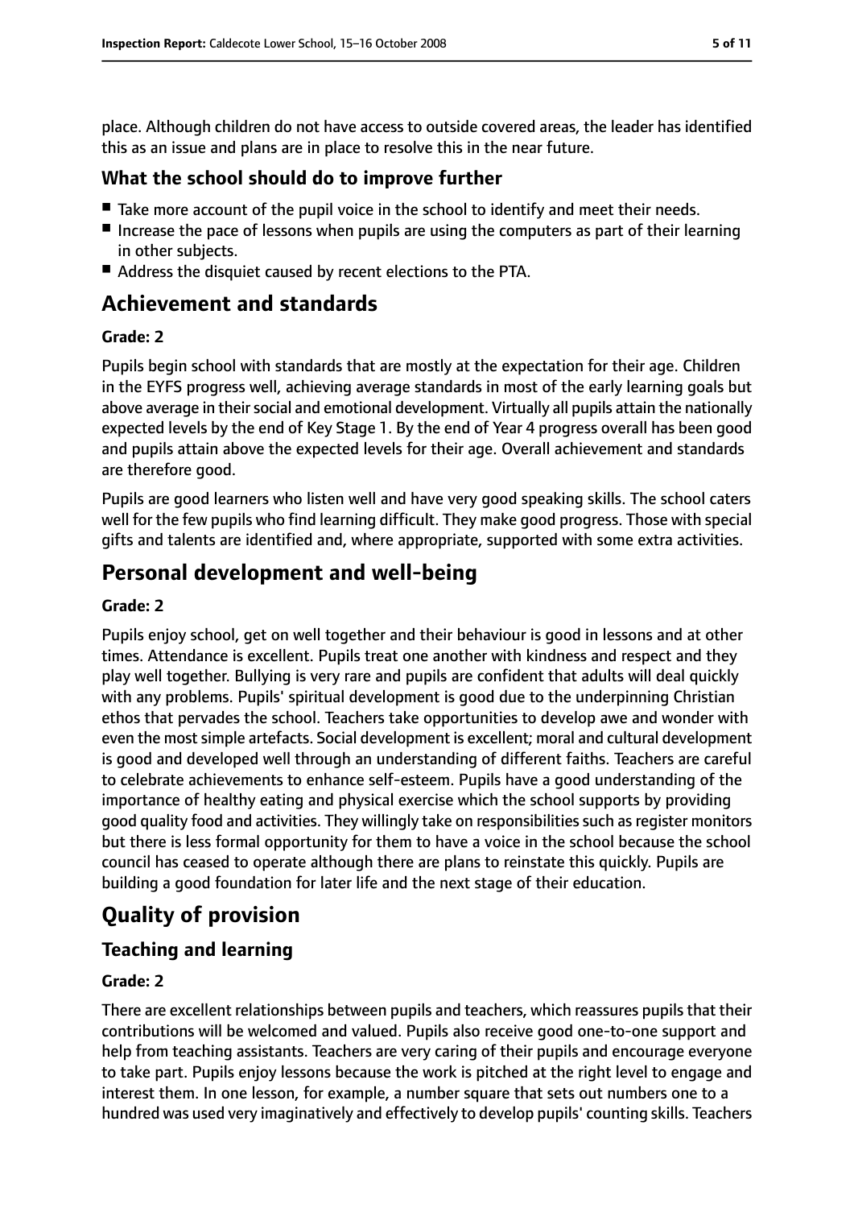place. Although children do not have access to outside covered areas, the leader has identified this as an issue and plans are in place to resolve this in the near future.

### What the school should do to improve further

- Take more account of the pupil voice in the school to identify and meet their needs.
- Increase the pace of lessons when pupils are using the computers as part of their learning in other subjects.
- Address the disquiet caused by recent elections to the PTA.

## Achievement and standards

**Grade: 2**

Pupils begin school with standards that are mostly at the expectation for their age. Children in the EYFS progress well, achieving average standards in most of the early learning goals but above average in their social and emotional development. Virtually all pupils attain the nationally expected levels by the end of Key Stage 1. By the end of Year 4 progress overall has been good and pupils attain above the expected levels for their age. Overall achievement and standards are therefore good.

Pupils are good learners who listen well and have very good speaking skills. The school caters well for the few pupils who find learning difficult. They make good progress. Those with special gifts and talents are identified and, where appropriate, supported with some extra activities.

## Personal development and well-being

**Grade: 2**

Pupils enjoy school, get on well together and their behaviour is good in lessons and at other times. Attendance is excellent. Pupils treat one another with kindness and respect and they play well together. Bullying is very rare and pupils are confident that adults will deal quickly with any problems. Pupils' spiritual development is good due to the underpinning Christian ethos that pervades the school. Teachers take opportunities to develop awe and wonder with even the most simple artefacts. Social development is excellent; moral and cultural development is good and developed well through an understanding of different faiths. Teachers are careful to celebrate achievements to enhance self-esteem. Pupils have a good understanding of the importance of healthy eating and physical exercise which the school supports by providing good quality food and activities. They willingly take on responsibilities such as register monitors but there is less formal opportunity for them to have a voice in the school because the school council has ceased to operate although there are plans to reinstate this quickly. Pupils are building a good foundation for later life and the next stage of their education.

## Quality of provision

### Teaching and learning

**Grade: 2**

There are excellent relationships between pupils and teachers, which reassures pupils that their contributions will be welcomed and valued. Pupils also receive good one-to-one support and help from teaching assistants. Teachers are very caring of their pupils and encourage everyone to take part. Pupils enjoy lessons because the work is pitched at the right level to engage and interest them. In one lesson, for example, a number square that sets out numbers one to a hundred was used very imaginatively and effectively to develop pupils' counting skills. Teachers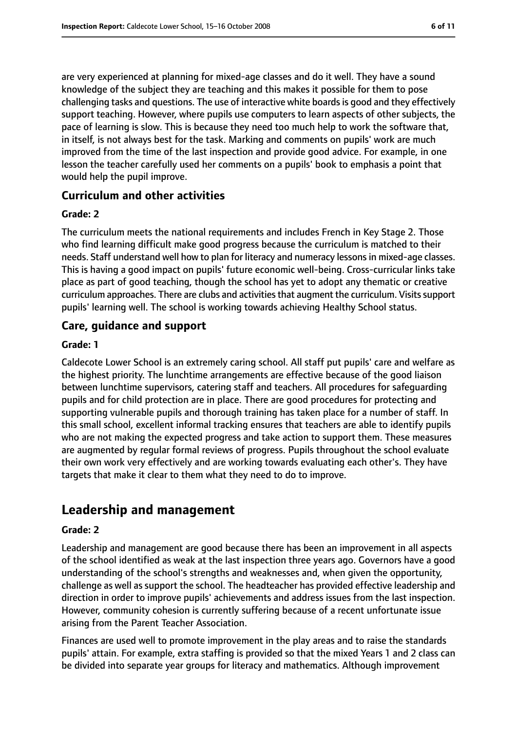are very experienced at planning for mixed-age classes and do it well. They have a sound knowledge of the subject they are teaching and this makes it possible for them to pose challenging tasks and questions. The use of interactive white boards is good and they effectively support teaching. However, where pupils use computers to learn aspects of other subjects, the pace of learning is slow. This is because they need too much help to work the software that, in itself, is not always best for the task. Marking and comments on pupils' work are much improved from the time of the last inspection and provide good advice. For example, in one lesson the teacher carefully used her comments on a pupils' book to emphasis a point that would help the pupil improve.

### Curriculum and other activities

#### Grade: 2

The curriculum meets the national requirements and includes French in Key Stage 2. Those who find learning difficult make good progress because the curriculum is matched to their needs. Staff understand well how to plan for literacy and numeracy lessons in mixed-age classes. This is having a good impact on pupils' future economic well-being. Cross-curricular links take place as part of good teaching, though the school has yet to adopt any thematic or creative curriculum approaches. There are clubs and activities that augment the curriculum. Visits support pupils' learning well. The school is working towards achieving Healthy School status.

### Care, guidance and support

#### Grade: 1

Caldecote Lower School is an extremely caring school. All staff put pupils' care and welfare as the highest priority. The lunchtime arrangements are effective because of the good liaison between lunchtime supervisors, catering staff and teachers. All procedures for safeguarding pupils and for child protection are in place. There are good procedures for protecting and supporting vulnerable pupils and thorough training has taken place for a number of staff. In this small school, excellent informal tracking ensures that teachers are able to identify pupils who are not making the expected progress and take action to support them. These measures are augmented by regular formal reviews of progress. Pupils throughout the school evaluate their own work very effectively and are working towards evaluating each other's. They have targets that make it clear to them what they need to do to improve.

## Leadership and management

#### Grade: 2

Leadership and management are good because there has been an improvement in all aspects of the school identified as weak at the last inspection three years ago. Governors have a good understanding of the school's strengths and weaknesses and, when given the opportunity, challenge as well as support the school. The headteacher has provided effective leadership and direction in order to improve pupils' achievements and address issues from the last inspection. However, community cohesion is currently suffering because of a recent unfortunate issue arising from the Parent Teacher Association.

Finances are used well to promote improvement in the play areas and to raise the standards pupils' attain. For example, extra staffing is provided so that the mixed Years 1 and 2 class can be divided into separate year groups for literacy and mathematics. Although improvement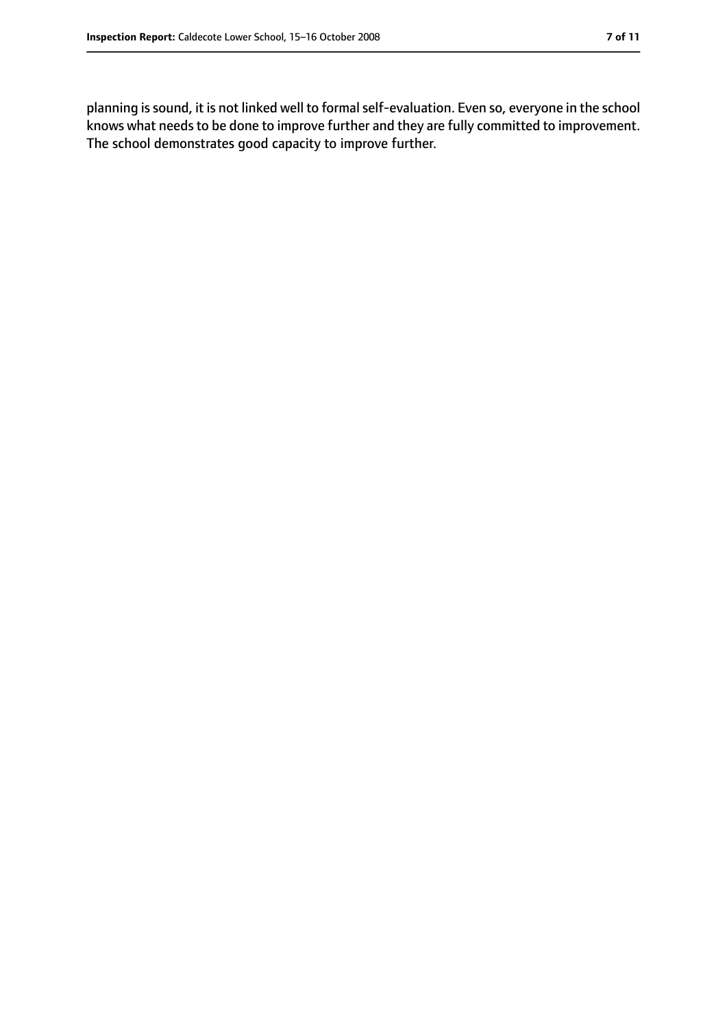planning is sound, it is not linked well to formal self-evaluation. Even so, everyone in the school knows what needs to be done to improve further and they are fully committed to improvement. The school demonstrates good capacity to improve further.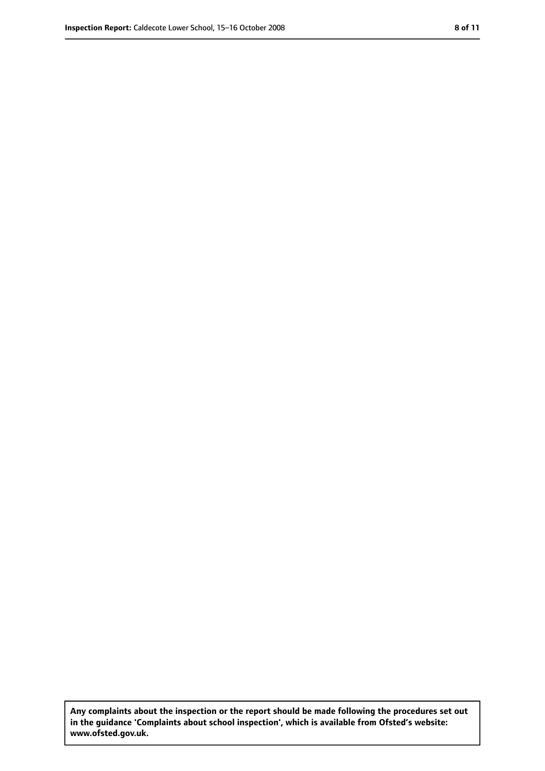**Any complaints about the inspection or the report should be made following the procedures set out in the guidance 'Complaints about school inspection', which is available from Ofsted's website: www.ofsted.gov.uk.**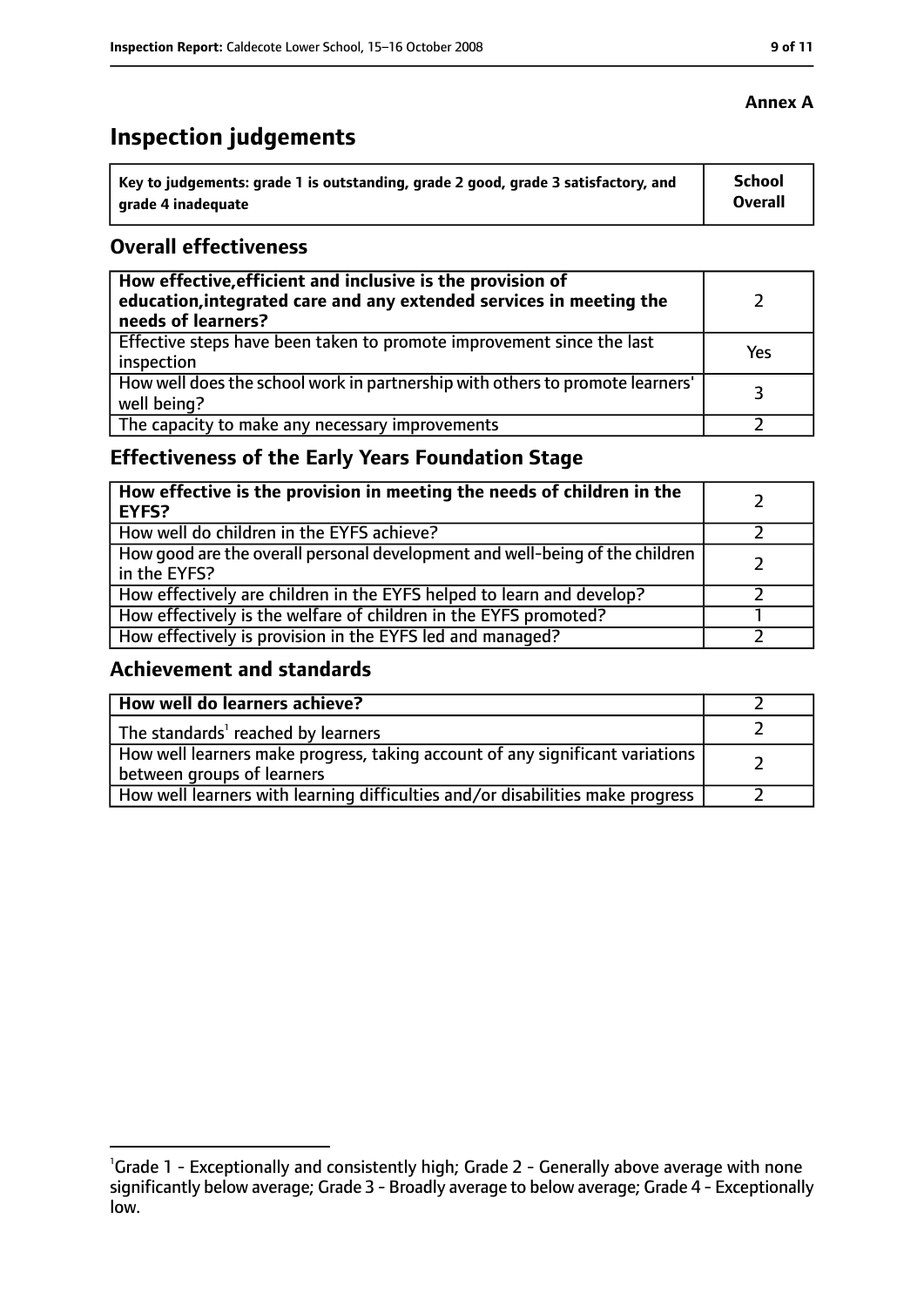**Annex A**

# Inspection judgements

| Key to judgements: grade 1 is outstanding, grade 2 good, grade 3 satisfactory, and grade 4 inadequate | School Overall |
|---|---|

## Overall effectiveness

| | |
|---|---|
| **How effective, efficient and inclusive is the provision of education, integrated care and any extended services in meeting the needs of learners?** | 2 |
| Effective steps have been taken to promote improvement since the last inspection | Yes |
| How well does the school work in partnership with others to promote learners' well being? | 3 |
| The capacity to make any necessary improvements | 2 |

## Effectiveness of the Early Years Foundation Stage

| | |
|---|---|
| **How effective is the provision in meeting the needs of children in the EYFS?** | 2 |
| How well do children in the EYFS achieve? | 2 |
| How good are the overall personal development and well-being of the children in the EYFS? | 2 |
| How effectively are children in the EYFS helped to learn and develop? | 2 |
| How effectively is the welfare of children in the EYFS promoted? | 1 |
| How effectively is provision in the EYFS led and managed? | 2 |

## Achievement and standards

| | |
|---|---|
| **How well do learners achieve?** | 2 |
| The standards[1] reached by learners | 2 |
| How well learners make progress, taking account of any significant variations between groups of learners | 2 |
| How well learners with learning difficulties and/or disabilities make progress | 2 |

[1]Grade 1 - Exceptionally and consistently high; Grade 2 - Generally above average with none significantly below average; Grade 3 - Broadly average to below average; Grade 4 - Exceptionally low.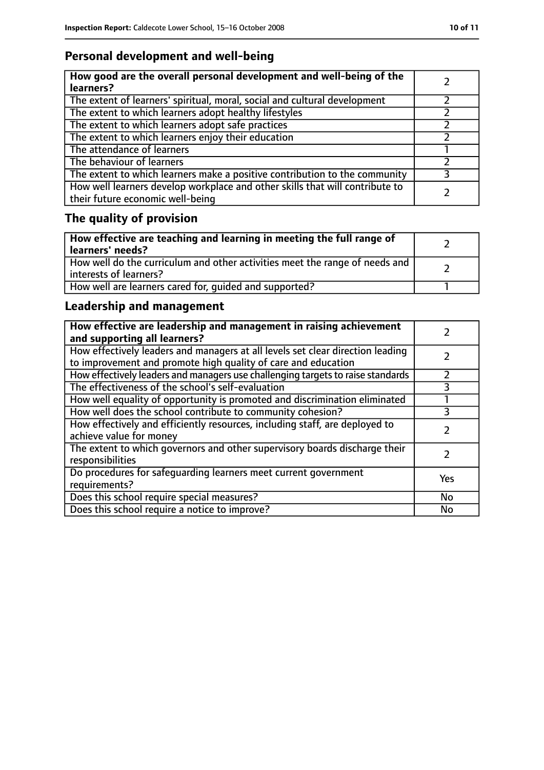## Personal development and well-being

| **How good are the overall personal development and well-being of the learners?** | 2 |
|---|---|
| The extent of learners' spiritual, moral, social and cultural development | 2 |
| The extent to which learners adopt healthy lifestyles | 2 |
| The extent to which learners adopt safe practices | 2 |
| The extent to which learners enjoy their education | 2 |
| The attendance of learners | 1 |
| The behaviour of learners | 2 |
| The extent to which learners make a positive contribution to the community | 3 |
| How well learners develop workplace and other skills that will contribute to their future economic well-being | 2 |

## The quality of provision

| **How effective are teaching and learning in meeting the full range of learners' needs?** | 2 |
|---|---|
| How well do the curriculum and other activities meet the range of needs and interests of learners? | 2 |
| How well are learners cared for, guided and supported? | 1 |

## Leadership and management

| **How effective are leadership and management in raising achievement and supporting all learners?** | 2 |
|---|---|
| How effectively leaders and managers at all levels set clear direction leading to improvement and promote high quality of care and education | 2 |
| How effectively leaders and managers use challenging targets to raise standards | 2 |
| The effectiveness of the school's self-evaluation | 3 |
| How well equality of opportunity is promoted and discrimination eliminated | 1 |
| How well does the school contribute to community cohesion? | 3 |
| How effectively and efficiently resources, including staff, are deployed to achieve value for money | 2 |
| The extent to which governors and other supervisory boards discharge their responsibilities | 2 |
| Do procedures for safeguarding learners meet current government requirements? | Yes |
| Does this school require special measures? | No |
| Does this school require a notice to improve? | No |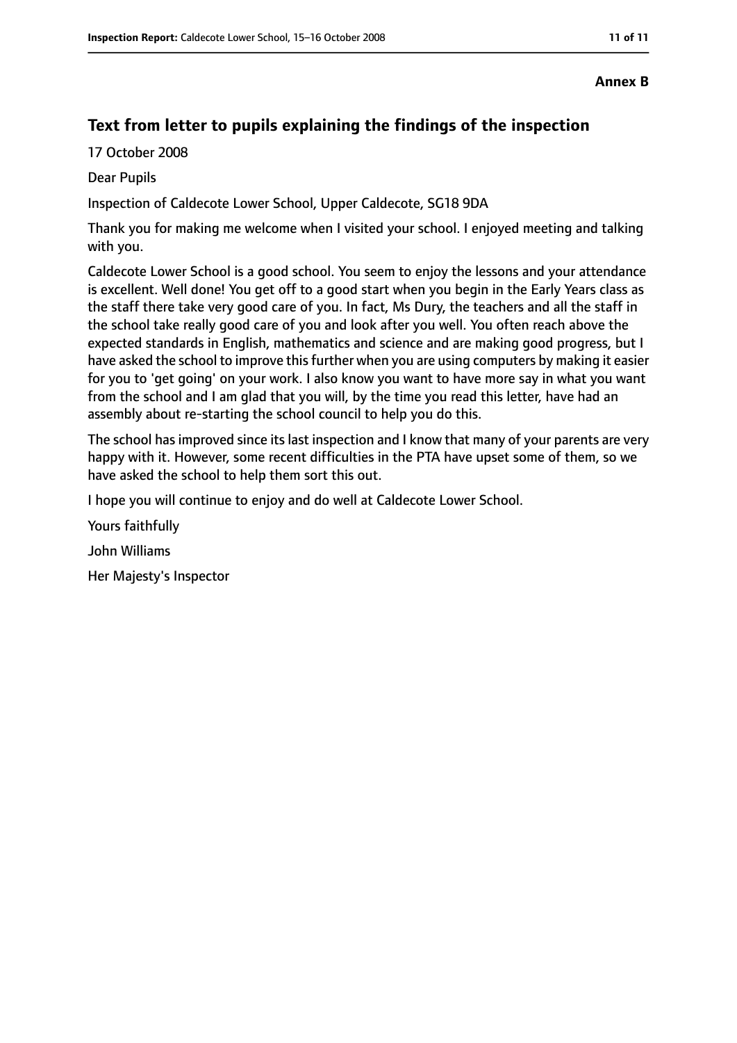**Annex B**

## Text from letter to pupils explaining the findings of the inspection

17 October 2008

Dear Pupils

Inspection of Caldecote Lower School, Upper Caldecote, SG18 9DA

Thank you for making me welcome when I visited your school. I enjoyed meeting and talking with you.

Caldecote Lower School is a good school. You seem to enjoy the lessons and your attendance is excellent. Well done! You get off to a good start when you begin in the Early Years class as the staff there take very good care of you. In fact, Ms Dury, the teachers and all the staff in the school take really good care of you and look after you well. You often reach above the expected standards in English, mathematics and science and are making good progress, but I have asked the school to improve this further when you are using computers by making it easier for you to 'get going' on your work. I also know you want to have more say in what you want from the school and I am glad that you will, by the time you read this letter, have had an assembly about re-starting the school council to help you do this.

The school has improved since its last inspection and I know that many of your parents are very happy with it. However, some recent difficulties in the PTA have upset some of them, so we have asked the school to help them sort this out.

I hope you will continue to enjoy and do well at Caldecote Lower School.

Yours faithfully

John Williams

Her Majesty's Inspector